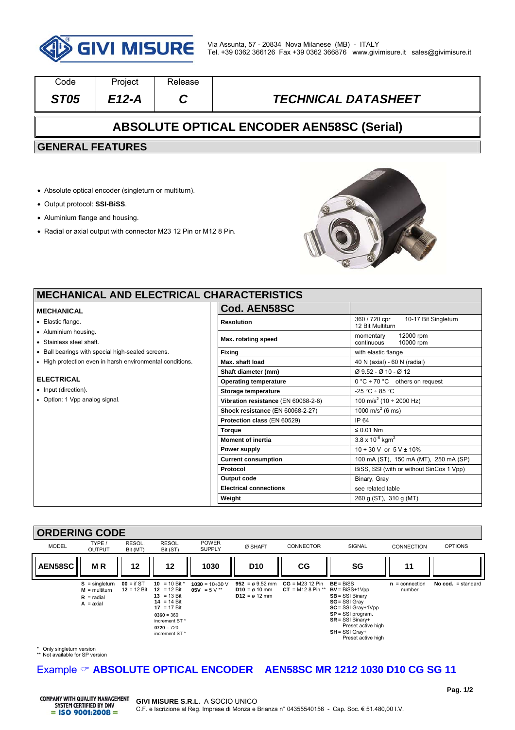GIVI MISURE

Via Assunta, 57 - 20834 Nova Milanese (MB) - ITALY
Tel. +39 0362 366126 Fax +39 0362 366876 www.givimisure.it sales@givimisure.it

| Code | Project | Release | |
|---|---|---|---|
| *ST05* | *E12-A* | *C* | *TECHNICAL DATASHEET* |

# ABSOLUTE OPTICAL ENCODER AEN58SC (Serial)

## GENERAL FEATURES

- Absolute optical encoder (singleturn or multiturn).
- Output protocol: **SSI-BiSS**.
- Aluminium flange and housing.
- Radial or axial output with connector M23 12 Pin or M12 8 Pin.

## MECHANICAL AND ELECTRICAL CHARACTERISTICS

### MECHANICAL

- Elastic flange.
- Aluminium housing.
- Stainless steel shaft.
- Ball bearings with special high-sealed screens.
- High protection even in harsh environmental conditions.

### ELECTRICAL

- Input (direction).
- Option: 1 Vpp analog signal.

| Cod. AEN58SC | |
|---|---|
| **Resolution** | 360 / 720 cpr 10-17 Bit Singleturn<br>12 Bit Multiturn |
| **Max. rotating speed** | momentary 12000 rpm<br>continuous 10000 rpm |
| **Fixing** | with elastic flange |
| **Max. shaft load** | 40 N (axial) - 60 N (radial) |
| **Shaft diameter (mm)** | Ø 9.52 - Ø 10 - Ø 12 |
| **Operating temperature** | 0 °C ÷ 70 °C others on request |
| **Storage temperature** | -25 °C ÷ 85 °C |
| **Vibration resistance** (EN 60068-2-6) | 100 m/s$^2$ (10 ÷ 2000 Hz) |
| **Shock resistance** (EN 60068-2-27) | 1000 m/s$^2$ (6 ms) |
| **Protection class** (EN 60529) | IP 64 |
| **Torque** | ≤ 0.01 Nm |
| **Moment of inertia** | 3.8 x 10$^{-6}$ kgm$^2$ |
| **Power supply** | 10 ÷ 30 V or 5 V ± 10% |
| **Current consumption** | 100 mA (ST), 150 mA (MT), 250 mA (SP) |
| **Protocol** | BiSS, SSI (with or without SinCos 1 Vpp) |
| **Output code** | Binary, Gray |
| **Electrical connections** | see related table |
| **Weight** | 260 g (ST), 310 g (MT) |

## ORDERING CODE

| MODEL | TYPE / OUTPUT | RESOL. Bit (MT) | RESOL. Bit (ST) | POWER SUPPLY | Ø SHAFT | CONNECTOR | SIGNAL | CONNECTION | OPTIONS |
|---|---|---|---|---|---|---|---|---|---|
| **AEN58SC** | **M R** | **12** | **12** | **1030** | **D10** | **CG** | **SG** | **11** | |
| | **S** = singleturn<br>**M** = multiturn<br>**R** = radial<br>**A** = axial | **00** = if ST<br>**12** = 12 Bit | **10** = 10 Bit *<br>**12** = 12 Bit<br>**13** = 13 Bit<br>**14** = 14 Bit<br>**17** = 17 Bit<br>**0360** = 360 increment ST *<br>**0720** = 720 increment ST * | **1030** = 10÷30 V<br>**05V** = 5 V ** | **952** = ø 9.52 mm<br>**D10** = ø 10 mm<br>**D12** = ø 12 mm | **CG** = M23 12 Pin<br>**CT** = M12 8 Pin ** | **BE** = BiSS<br>**BV** = BiSS+1Vpp<br>**SB** = SSI Binary<br>**SG** = SSI Gray<br>**SC** = SSI Gray+1Vpp<br>**SP** = SSI program.<br>**SR** = SSI Binary+ Preset active high<br>**SH** = SSI Gray+ Preset active high | **n** = connection number | **No cod.** = standard |

\* Only singleturn version
\** Not available for SP version

Example ☞ **ABSOLUTE OPTICAL ENCODER AEN58SC MR 1212 1030 D10 CG SG 11**

COMPANY WITH QUALITY MANAGEMENT SYSTEM CERTIFIED BY DNV = ISO 9001:2008 =

**GIVI MISURE S.R.L.** A SOCIO UNICO
C.F. e Iscrizione al Reg. Imprese di Monza e Brianza n° 04355540156 - Cap. Soc. € 51.480,00 I.V.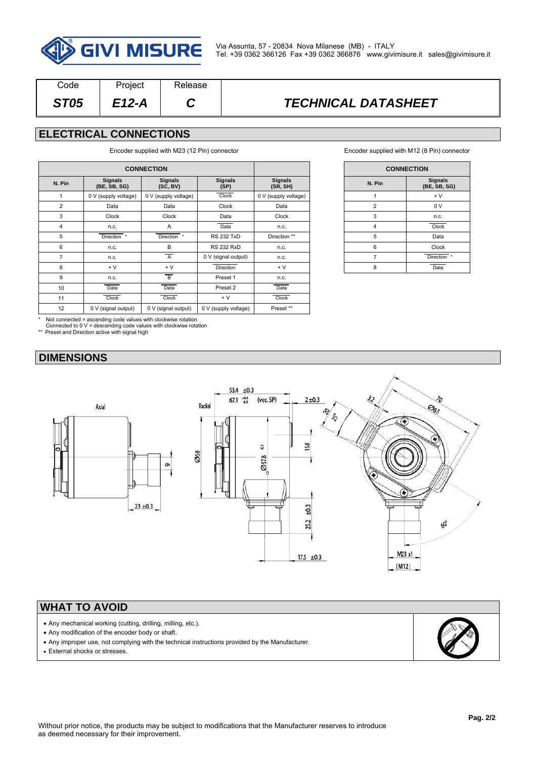| Code | Project | Release | |
|---|---|---|---|
| ***ST05*** | ***E12-A*** | ***C*** | ***TECHNICAL DATASHEET*** |

## ELECTRICAL CONNECTIONS

Encoder supplied with M23 (12 Pin) connector

| CONNECTION | | | | |
|---|---|---|---|---|
| **N. Pin** | **Signals (BE, SB, SG)** | **Signals (SC, BV)** | **Signals (SP)** | **Signals (SR, SH)** |
| 1 | 0 V (supply voltage) | 0 V (supply voltage) | $\overline{\text{Clock}}$ | 0 V (supply voltage) |
| 2 | Data | Data | Clock | Data |
| 3 | Clock | Clock | Data | Clock |
| 4 | n.c. | A | $\overline{\text{Data}}$ | n.c. |
| 5 | $\overline{\text{Direction}}$ * | $\overline{\text{Direction}}$ * | RS 232 TxD | Direction ** |
| 6 | n.c. | B | RS 232 RxD | n.c. |
| 7 | n.c. | $\overline{\text{A}}$ | 0 V (signal output) | n.c. |
| 8 | + V | + V | $\overline{\text{Direction}}$ | + V |
| 9 | n.c. | $\overline{\text{B}}$ | Preset 1 | n.c. |
| 10 | $\overline{\text{Data}}$ | $\overline{\text{Data}}$ | Preset 2 | $\overline{\text{Data}}$ |
| 11 | $\overline{\text{Clock}}$ | $\overline{\text{Clock}}$ | + V | $\overline{\text{Clock}}$ |
| 12 | 0 V (signal output) | 0 V (signal output) | 0 V (supply voltage) | Preset ** |

\* Not connected = ascending code values with clockwise rotation
Connected to 0 V = descending code values with clockwise rotation
\** Preset and Direction active with signal high

Encoder supplied with M12 (8 Pin) connector

| CONNECTION | |
|---|---|
| **N. Pin** | **Signals (BE, SB, SG)** |
| 1 | + V |
| 2 | 0 V |
| 3 | n.c. |
| 4 | $\overline{\text{Clock}}$ |
| 5 | Data |
| 6 | Clock |
| 7 | $\overline{\text{Direction}}$ * |
| 8 | $\overline{\text{Data}}$ |

## DIMENSIONS

Axial
9
23 ±0.3

Radial
53.4 ±0.3
67.1 +0.3 -6.0 (ver. SP)
2±0.3
Ø58
Ø57.8
15.8
25.2 ±0.3
17.5 ±0.3

3.2
70
Ø63
20
25°
60°
M23 x1
(M12)

## WHAT TO AVOID

- Any mechanical working (cutting, drilling, milling, etc.).
- Any modification of the encoder body or shaft.
- Any improper use, not complying with the technical instructions provided by the Manufacturer.
- External shocks or stresses.

Without prior notice, the products may be subject to modifications that the Manufacturer reserves to introduce as deemed necessary for their improvement.